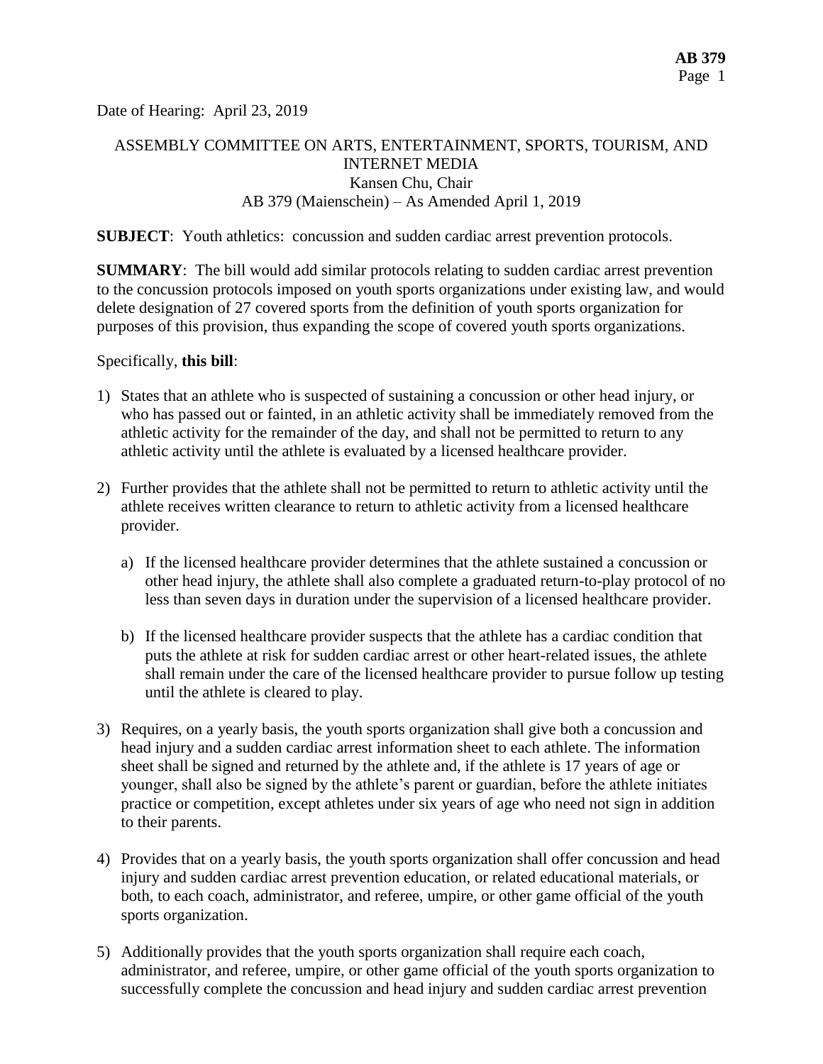Date of Hearing: April 23, 2019

ASSEMBLY COMMITTEE ON ARTS, ENTERTAINMENT, SPORTS, TOURISM, AND INTERNET MEDIA
Kansen Chu, Chair
AB 379 (Maienschein) – As Amended April 1, 2019

**SUBJECT**: Youth athletics: concussion and sudden cardiac arrest prevention protocols.

**SUMMARY**: The bill would add similar protocols relating to sudden cardiac arrest prevention to the concussion protocols imposed on youth sports organizations under existing law, and would delete designation of 27 covered sports from the definition of youth sports organization for purposes of this provision, thus expanding the scope of covered youth sports organizations.

Specifically, **this bill**:

1) States that an athlete who is suspected of sustaining a concussion or other head injury, or who has passed out or fainted, in an athletic activity shall be immediately removed from the athletic activity for the remainder of the day, and shall not be permitted to return to any athletic activity until the athlete is evaluated by a licensed healthcare provider.

2) Further provides that the athlete shall not be permitted to return to athletic activity until the athlete receives written clearance to return to athletic activity from a licensed healthcare provider.

   a) If the licensed healthcare provider determines that the athlete sustained a concussion or other head injury, the athlete shall also complete a graduated return-to-play protocol of no less than seven days in duration under the supervision of a licensed healthcare provider.

   b) If the licensed healthcare provider suspects that the athlete has a cardiac condition that puts the athlete at risk for sudden cardiac arrest or other heart-related issues, the athlete shall remain under the care of the licensed healthcare provider to pursue follow up testing until the athlete is cleared to play.

3) Requires, on a yearly basis, the youth sports organization shall give both a concussion and head injury and a sudden cardiac arrest information sheet to each athlete. The information sheet shall be signed and returned by the athlete and, if the athlete is 17 years of age or younger, shall also be signed by the athlete's parent or guardian, before the athlete initiates practice or competition, except athletes under six years of age who need not sign in addition to their parents.

4) Provides that on a yearly basis, the youth sports organization shall offer concussion and head injury and sudden cardiac arrest prevention education, or related educational materials, or both, to each coach, administrator, and referee, umpire, or other game official of the youth sports organization.

5) Additionally provides that the youth sports organization shall require each coach, administrator, and referee, umpire, or other game official of the youth sports organization to successfully complete the concussion and head injury and sudden cardiac arrest prevention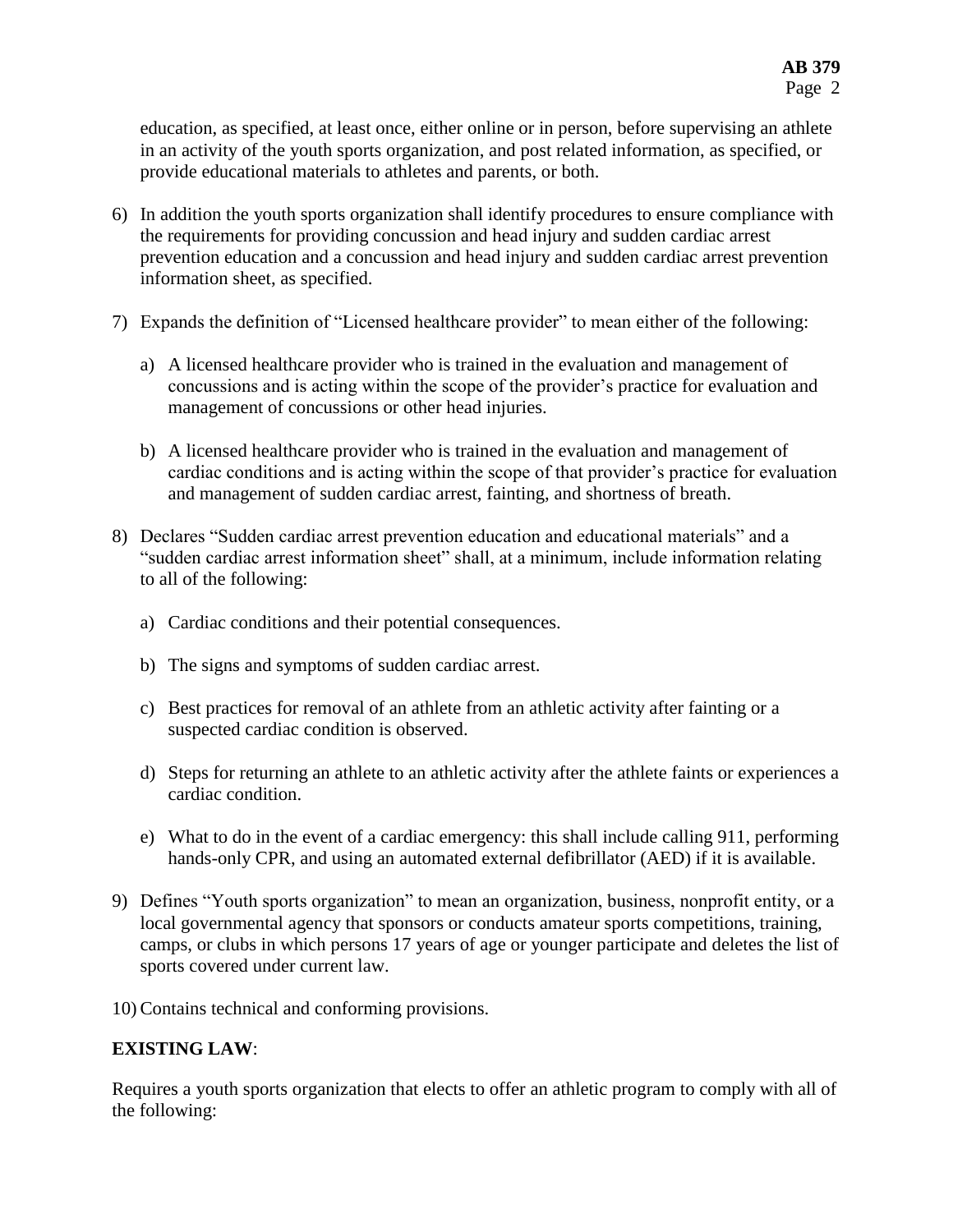education, as specified, at least once, either online or in person, before supervising an athlete in an activity of the youth sports organization, and post related information, as specified, or provide educational materials to athletes and parents, or both.

6) In addition the youth sports organization shall identify procedures to ensure compliance with the requirements for providing concussion and head injury and sudden cardiac arrest prevention education and a concussion and head injury and sudden cardiac arrest prevention information sheet, as specified.

7) Expands the definition of "Licensed healthcare provider" to mean either of the following:

   a) A licensed healthcare provider who is trained in the evaluation and management of concussions and is acting within the scope of the provider's practice for evaluation and management of concussions or other head injuries.

   b) A licensed healthcare provider who is trained in the evaluation and management of cardiac conditions and is acting within the scope of that provider's practice for evaluation and management of sudden cardiac arrest, fainting, and shortness of breath.

8) Declares "Sudden cardiac arrest prevention education and educational materials" and a "sudden cardiac arrest information sheet" shall, at a minimum, include information relating to all of the following:

   a) Cardiac conditions and their potential consequences.

   b) The signs and symptoms of sudden cardiac arrest.

   c) Best practices for removal of an athlete from an athletic activity after fainting or a suspected cardiac condition is observed.

   d) Steps for returning an athlete to an athletic activity after the athlete faints or experiences a cardiac condition.

   e) What to do in the event of a cardiac emergency: this shall include calling 911, performing hands-only CPR, and using an automated external defibrillator (AED) if it is available.

9) Defines "Youth sports organization" to mean an organization, business, nonprofit entity, or a local governmental agency that sponsors or conducts amateur sports competitions, training, camps, or clubs in which persons 17 years of age or younger participate and deletes the list of sports covered under current law.

10) Contains technical and conforming provisions.

**EXISTING LAW**:

Requires a youth sports organization that elects to offer an athletic program to comply with all of the following: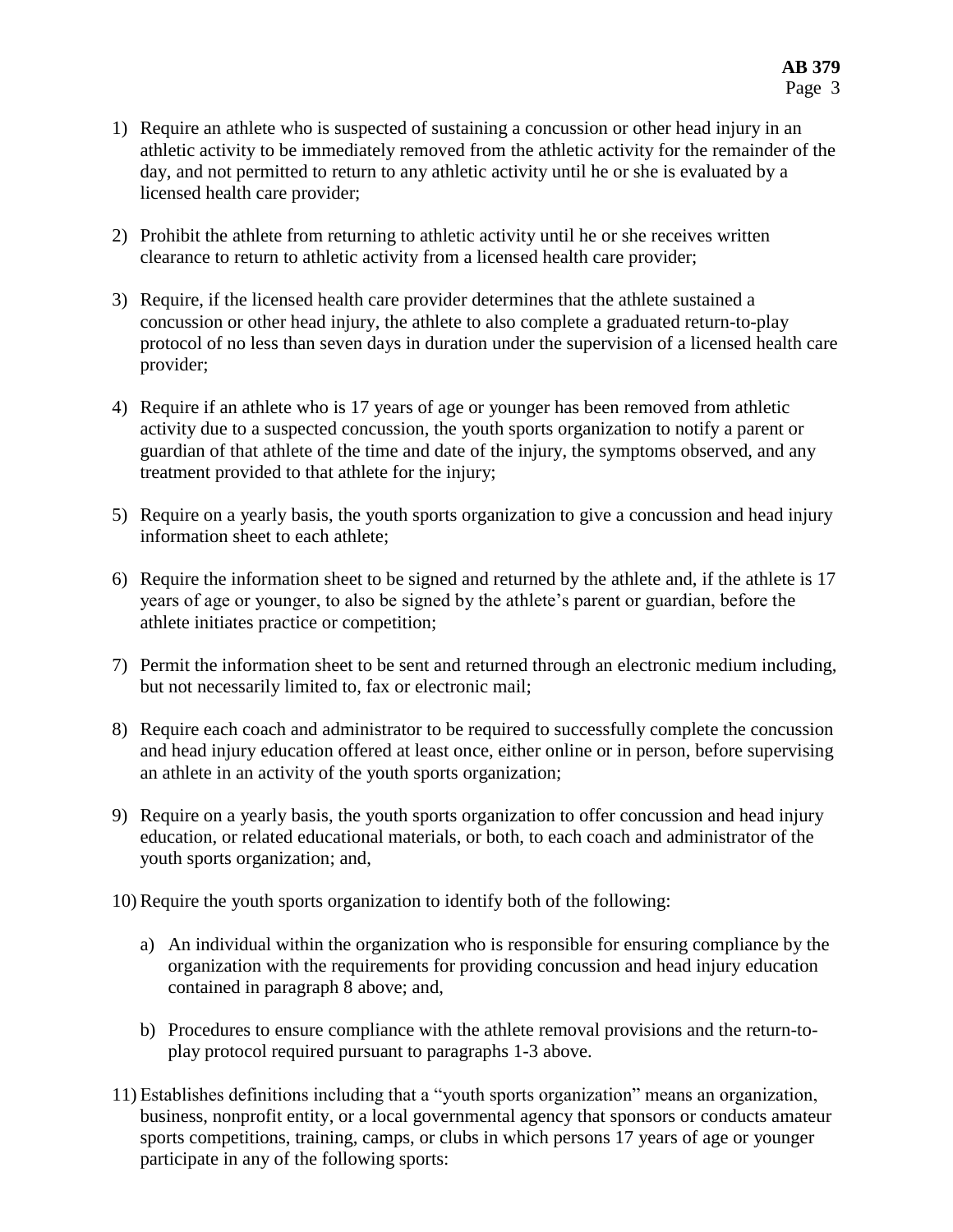1) Require an athlete who is suspected of sustaining a concussion or other head injury in an athletic activity to be immediately removed from the athletic activity for the remainder of the day, and not permitted to return to any athletic activity until he or she is evaluated by a licensed health care provider;

2) Prohibit the athlete from returning to athletic activity until he or she receives written clearance to return to athletic activity from a licensed health care provider;

3) Require, if the licensed health care provider determines that the athlete sustained a concussion or other head injury, the athlete to also complete a graduated return-to-play protocol of no less than seven days in duration under the supervision of a licensed health care provider;

4) Require if an athlete who is 17 years of age or younger has been removed from athletic activity due to a suspected concussion, the youth sports organization to notify a parent or guardian of that athlete of the time and date of the injury, the symptoms observed, and any treatment provided to that athlete for the injury;

5) Require on a yearly basis, the youth sports organization to give a concussion and head injury information sheet to each athlete;

6) Require the information sheet to be signed and returned by the athlete and, if the athlete is 17 years of age or younger, to also be signed by the athlete's parent or guardian, before the athlete initiates practice or competition;

7) Permit the information sheet to be sent and returned through an electronic medium including, but not necessarily limited to, fax or electronic mail;

8) Require each coach and administrator to be required to successfully complete the concussion and head injury education offered at least once, either online or in person, before supervising an athlete in an activity of the youth sports organization;

9) Require on a yearly basis, the youth sports organization to offer concussion and head injury education, or related educational materials, or both, to each coach and administrator of the youth sports organization; and,

10) Require the youth sports organization to identify both of the following:

    a) An individual within the organization who is responsible for ensuring compliance by the organization with the requirements for providing concussion and head injury education contained in paragraph 8 above; and,

    b) Procedures to ensure compliance with the athlete removal provisions and the return-to-play protocol required pursuant to paragraphs 1-3 above.

11) Establishes definitions including that a "youth sports organization" means an organization, business, nonprofit entity, or a local governmental agency that sponsors or conducts amateur sports competitions, training, camps, or clubs in which persons 17 years of age or younger participate in any of the following sports: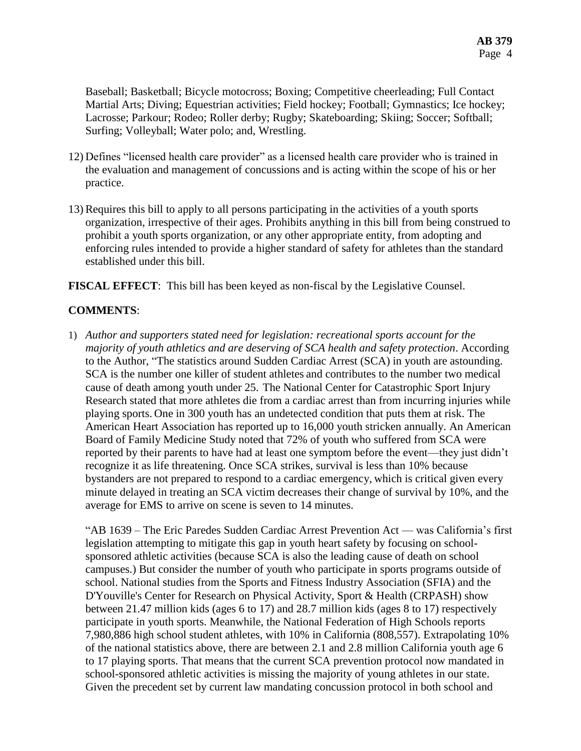Baseball; Basketball; Bicycle motocross; Boxing; Competitive cheerleading; Full Contact Martial Arts; Diving; Equestrian activities; Field hockey; Football; Gymnastics; Ice hockey; Lacrosse; Parkour; Rodeo; Roller derby; Rugby; Skateboarding; Skiing; Soccer; Softball; Surfing; Volleyball; Water polo; and, Wrestling.

12) Defines "licensed health care provider" as a licensed health care provider who is trained in the evaluation and management of concussions and is acting within the scope of his or her practice.

13) Requires this bill to apply to all persons participating in the activities of a youth sports organization, irrespective of their ages. Prohibits anything in this bill from being construed to prohibit a youth sports organization, or any other appropriate entity, from adopting and enforcing rules intended to provide a higher standard of safety for athletes than the standard established under this bill.

**FISCAL EFFECT**: This bill has been keyed as non-fiscal by the Legislative Counsel.

**COMMENTS**:

1) *Author and supporters stated need for legislation: recreational sports account for the majority of youth athletics and are deserving of SCA health and safety protection*. According to the Author, "The statistics around Sudden Cardiac Arrest (SCA) in youth are astounding. SCA is the number one killer of student athletes and contributes to the number two medical cause of death among youth under 25. The National Center for Catastrophic Sport Injury Research stated that more athletes die from a cardiac arrest than from incurring injuries while playing sports. One in 300 youth has an undetected condition that puts them at risk. The American Heart Association has reported up to 16,000 youth stricken annually. An American Board of Family Medicine Study noted that 72% of youth who suffered from SCA were reported by their parents to have had at least one symptom before the event—they just didn't recognize it as life threatening. Once SCA strikes, survival is less than 10% because bystanders are not prepared to respond to a cardiac emergency, which is critical given every minute delayed in treating an SCA victim decreases their change of survival by 10%, and the average for EMS to arrive on scene is seven to 14 minutes.

   "AB 1639 – The Eric Paredes Sudden Cardiac Arrest Prevention Act — was California's first legislation attempting to mitigate this gap in youth heart safety by focusing on school-sponsored athletic activities (because SCA is also the leading cause of death on school campuses.) But consider the number of youth who participate in sports programs outside of school. National studies from the Sports and Fitness Industry Association (SFIA) and the D'Youville's Center for Research on Physical Activity, Sport & Health (CRPASH) show between 21.47 million kids (ages 6 to 17) and 28.7 million kids (ages 8 to 17) respectively participate in youth sports. Meanwhile, the National Federation of High Schools reports 7,980,886 high school student athletes, with 10% in California (808,557). Extrapolating 10% of the national statistics above, there are between 2.1 and 2.8 million California youth age 6 to 17 playing sports. That means that the current SCA prevention protocol now mandated in school-sponsored athletic activities is missing the majority of young athletes in our state. Given the precedent set by current law mandating concussion protocol in both school and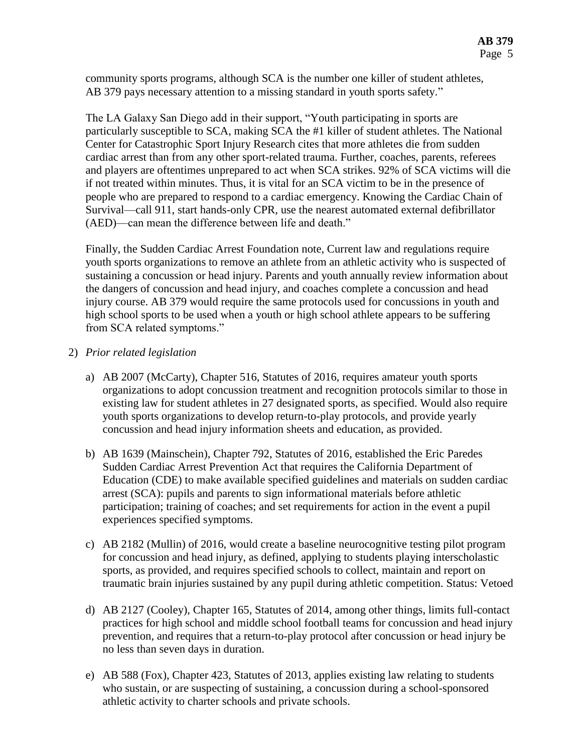community sports programs, although SCA is the number one killer of student athletes, AB 379 pays necessary attention to a missing standard in youth sports safety."

The LA Galaxy San Diego add in their support, "Youth participating in sports are particularly susceptible to SCA, making SCA the #1 killer of student athletes. The National Center for Catastrophic Sport Injury Research cites that more athletes die from sudden cardiac arrest than from any other sport-related trauma. Further, coaches, parents, referees and players are oftentimes unprepared to act when SCA strikes. 92% of SCA victims will die if not treated within minutes. Thus, it is vital for an SCA victim to be in the presence of people who are prepared to respond to a cardiac emergency. Knowing the Cardiac Chain of Survival—call 911, start hands-only CPR, use the nearest automated external defibrillator (AED)—can mean the difference between life and death."

Finally, the Sudden Cardiac Arrest Foundation note, Current law and regulations require youth sports organizations to remove an athlete from an athletic activity who is suspected of sustaining a concussion or head injury. Parents and youth annually review information about the dangers of concussion and head injury, and coaches complete a concussion and head injury course. AB 379 would require the same protocols used for concussions in youth and high school sports to be used when a youth or high school athlete appears to be suffering from SCA related symptoms."

2) *Prior related legislation*

   a) AB 2007 (McCarty), Chapter 516, Statutes of 2016, requires amateur youth sports organizations to adopt concussion treatment and recognition protocols similar to those in existing law for student athletes in 27 designated sports, as specified. Would also require youth sports organizations to develop return-to-play protocols, and provide yearly concussion and head injury information sheets and education, as provided.

   b) AB 1639 (Mainschein), Chapter 792, Statutes of 2016, established the Eric Paredes Sudden Cardiac Arrest Prevention Act that requires the California Department of Education (CDE) to make available specified guidelines and materials on sudden cardiac arrest (SCA): pupils and parents to sign informational materials before athletic participation; training of coaches; and set requirements for action in the event a pupil experiences specified symptoms.

   c) AB 2182 (Mullin) of 2016, would create a baseline neurocognitive testing pilot program for concussion and head injury, as defined, applying to students playing interscholastic sports, as provided, and requires specified schools to collect, maintain and report on traumatic brain injuries sustained by any pupil during athletic competition. Status: Vetoed

   d) AB 2127 (Cooley), Chapter 165, Statutes of 2014, among other things, limits full-contact practices for high school and middle school football teams for concussion and head injury prevention, and requires that a return-to-play protocol after concussion or head injury be no less than seven days in duration.

   e) AB 588 (Fox), Chapter 423, Statutes of 2013, applies existing law relating to students who sustain, or are suspecting of sustaining, a concussion during a school-sponsored athletic activity to charter schools and private schools.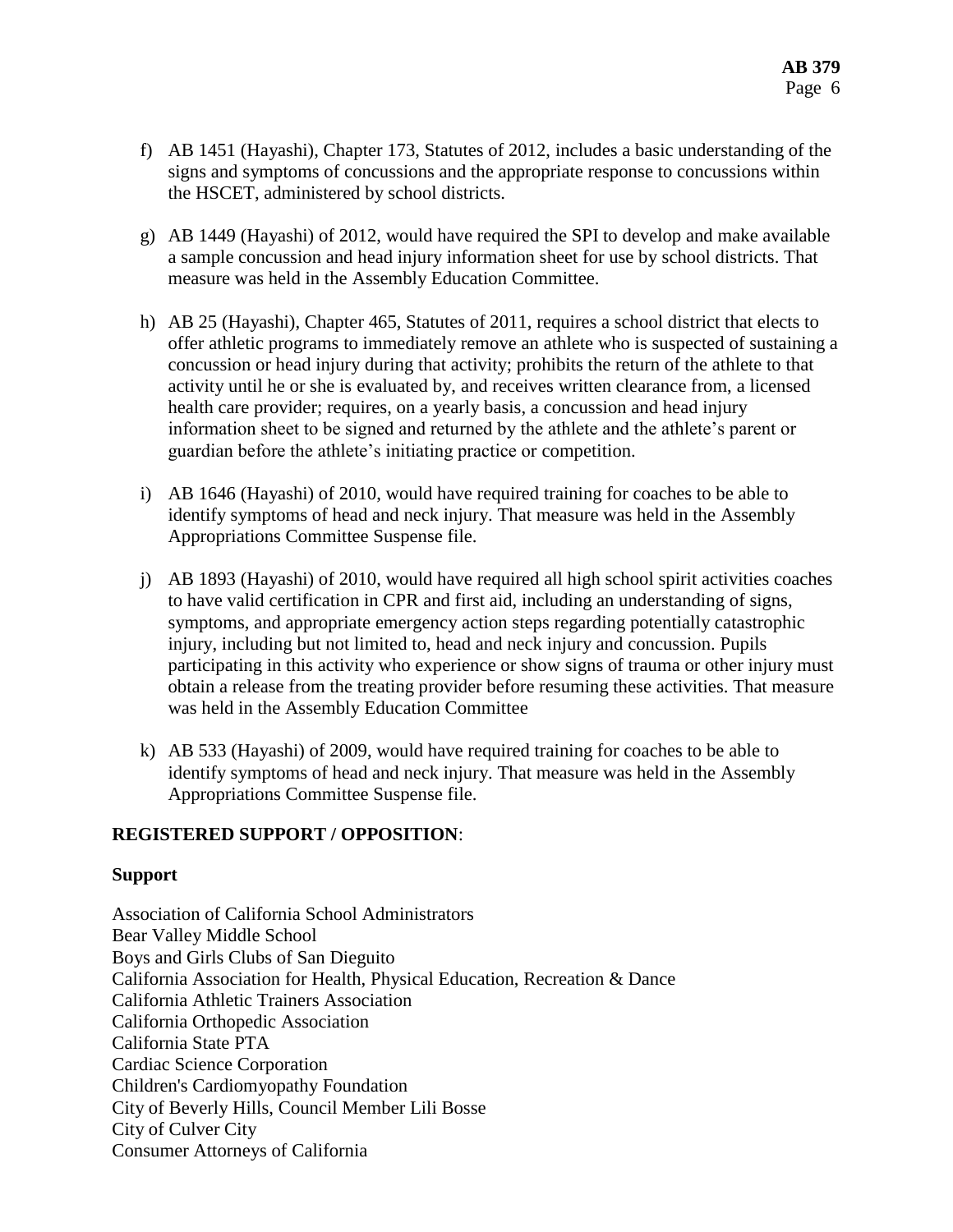f) AB 1451 (Hayashi), Chapter 173, Statutes of 2012, includes a basic understanding of the signs and symptoms of concussions and the appropriate response to concussions within the HSCET, administered by school districts.

g) AB 1449 (Hayashi) of 2012, would have required the SPI to develop and make available a sample concussion and head injury information sheet for use by school districts. That measure was held in the Assembly Education Committee.

h) AB 25 (Hayashi), Chapter 465, Statutes of 2011, requires a school district that elects to offer athletic programs to immediately remove an athlete who is suspected of sustaining a concussion or head injury during that activity; prohibits the return of the athlete to that activity until he or she is evaluated by, and receives written clearance from, a licensed health care provider; requires, on a yearly basis, a concussion and head injury information sheet to be signed and returned by the athlete and the athlete's parent or guardian before the athlete's initiating practice or competition.

i) AB 1646 (Hayashi) of 2010, would have required training for coaches to be able to identify symptoms of head and neck injury. That measure was held in the Assembly Appropriations Committee Suspense file.

j) AB 1893 (Hayashi) of 2010, would have required all high school spirit activities coaches to have valid certification in CPR and first aid, including an understanding of signs, symptoms, and appropriate emergency action steps regarding potentially catastrophic injury, including but not limited to, head and neck injury and concussion. Pupils participating in this activity who experience or show signs of trauma or other injury must obtain a release from the treating provider before resuming these activities. That measure was held in the Assembly Education Committee

k) AB 533 (Hayashi) of 2009, would have required training for coaches to be able to identify symptoms of head and neck injury. That measure was held in the Assembly Appropriations Committee Suspense file.

**REGISTERED SUPPORT / OPPOSITION**:

**Support**

Association of California School Administrators
Bear Valley Middle School
Boys and Girls Clubs of San Dieguito
California Association for Health, Physical Education, Recreation & Dance
California Athletic Trainers Association
California Orthopedic Association
California State PTA
Cardiac Science Corporation
Children's Cardiomyopathy Foundation
City of Beverly Hills, Council Member Lili Bosse
City of Culver City
Consumer Attorneys of California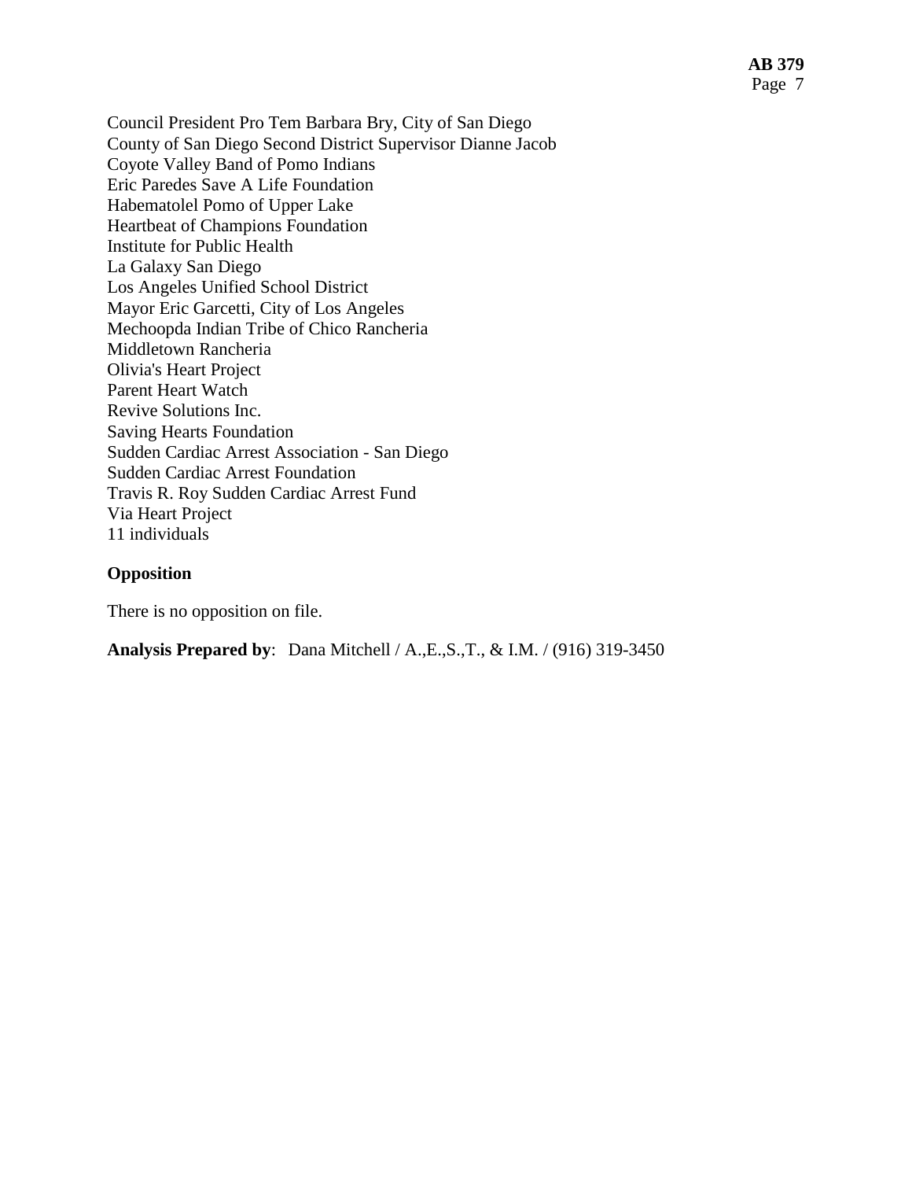Council President Pro Tem Barbara Bry, City of San Diego
County of San Diego Second District Supervisor Dianne Jacob
Coyote Valley Band of Pomo Indians
Eric Paredes Save A Life Foundation
Habematolel Pomo of Upper Lake
Heartbeat of Champions Foundation
Institute for Public Health
La Galaxy San Diego
Los Angeles Unified School District
Mayor Eric Garcetti, City of Los Angeles
Mechoopda Indian Tribe of Chico Rancheria
Middletown Rancheria
Olivia's Heart Project
Parent Heart Watch
Revive Solutions Inc.
Saving Hearts Foundation
Sudden Cardiac Arrest Association - San Diego
Sudden Cardiac Arrest Foundation
Travis R. Roy Sudden Cardiac Arrest Fund
Via Heart Project
11 individuals

**Opposition**

There is no opposition on file.

**Analysis Prepared by**: Dana Mitchell / A.,E.,S.,T., & I.M. / (916) 319-3450